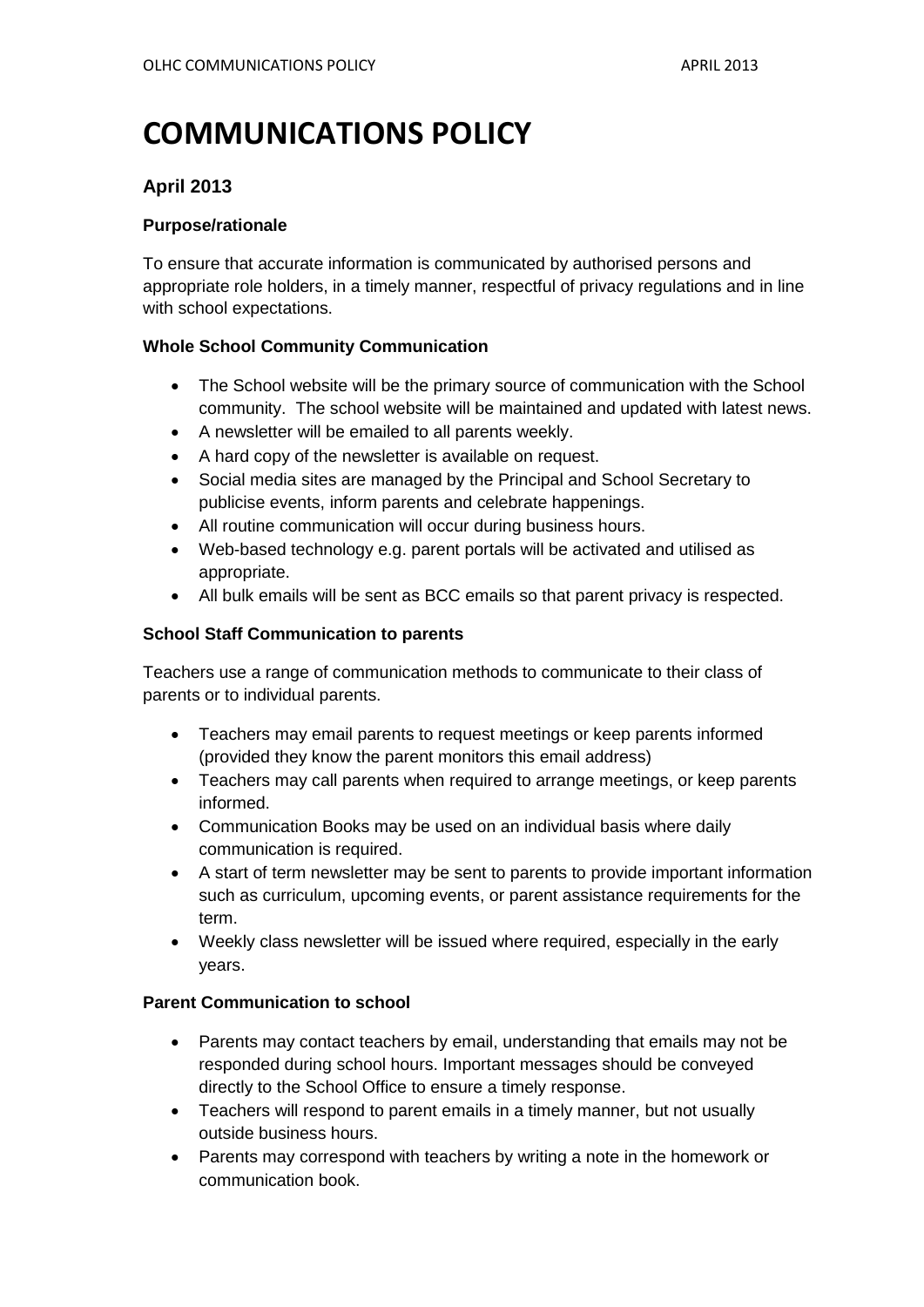# COMMUNICATIONS POLICY

### April 2013

**Purpose/rationale**

To ensure that accurate information is communicated by authorised persons and appropriate role holders, in a timely manner, respectful of privacy regulations and in line with school expectations.

**Whole School Community Communication**

- The School website will be the primary source of communication with the School community. The school website will be maintained and updated with latest news.
- A newsletter will be emailed to all parents weekly.
- A hard copy of the newsletter is available on request.
- Social media sites are managed by the Principal and School Secretary to publicise events, inform parents and celebrate happenings.
- All routine communication will occur during business hours.
- Web-based technology e.g. parent portals will be activated and utilised as appropriate.
- All bulk emails will be sent as BCC emails so that parent privacy is respected.

**School Staff Communication to parents**

Teachers use a range of communication methods to communicate to their class of parents or to individual parents.

- Teachers may email parents to request meetings or keep parents informed (provided they know the parent monitors this email address)
- Teachers may call parents when required to arrange meetings, or keep parents informed.
- Communication Books may be used on an individual basis where daily communication is required.
- A start of term newsletter may be sent to parents to provide important information such as curriculum, upcoming events, or parent assistance requirements for the term.
- Weekly class newsletter will be issued where required, especially in the early years.

**Parent Communication to school**

- Parents may contact teachers by email, understanding that emails may not be responded during school hours. Important messages should be conveyed directly to the School Office to ensure a timely response.
- Teachers will respond to parent emails in a timely manner, but not usually outside business hours.
- Parents may correspond with teachers by writing a note in the homework or communication book.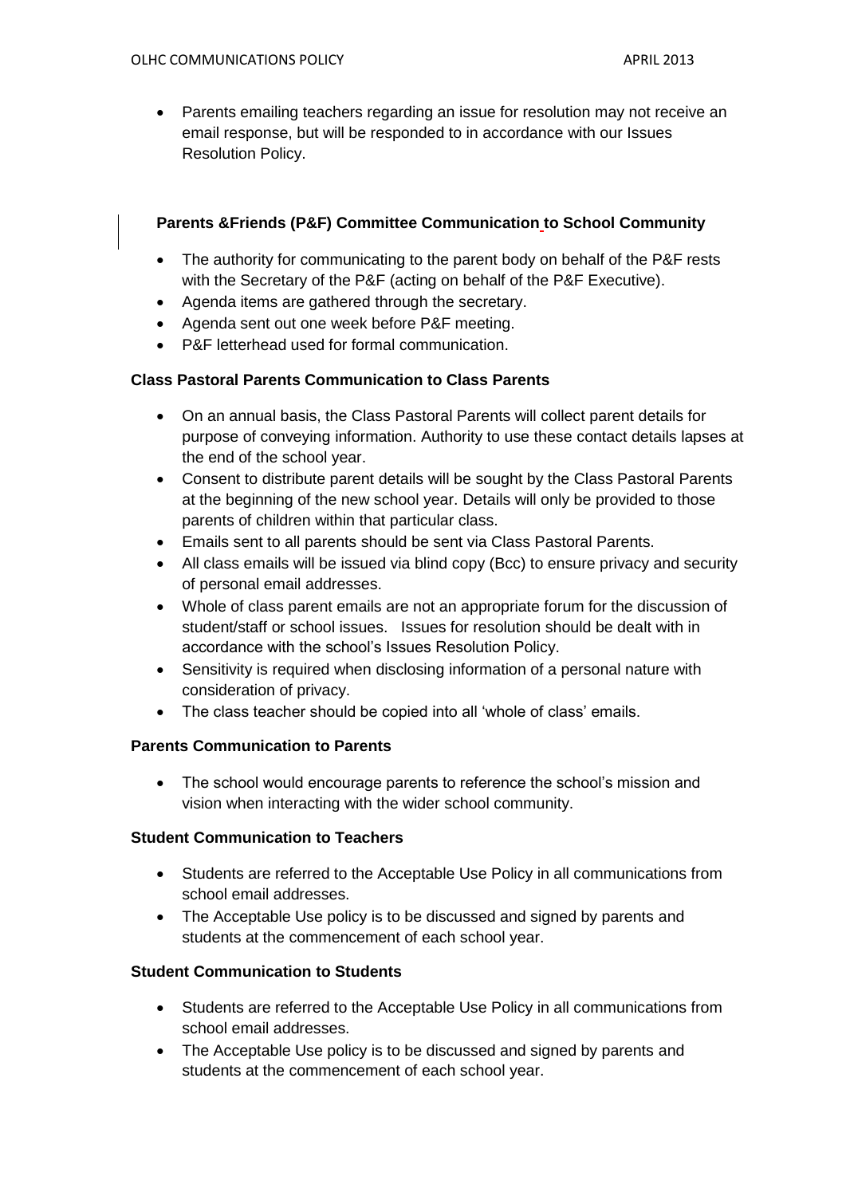- Parents emailing teachers regarding an issue for resolution may not receive an email response, but will be responded to in accordance with our Issues Resolution Policy.

**Parents &Friends (P&F) Committee Communication to School Community**

- The authority for communicating to the parent body on behalf of the P&F rests with the Secretary of the P&F (acting on behalf of the P&F Executive).
- Agenda items are gathered through the secretary.
- Agenda sent out one week before P&F meeting.
- P&F letterhead used for formal communication.

**Class Pastoral Parents Communication to Class Parents**

- On an annual basis, the Class Pastoral Parents will collect parent details for purpose of conveying information. Authority to use these contact details lapses at the end of the school year.
- Consent to distribute parent details will be sought by the Class Pastoral Parents at the beginning of the new school year. Details will only be provided to those parents of children within that particular class.
- Emails sent to all parents should be sent via Class Pastoral Parents.
- All class emails will be issued via blind copy (Bcc) to ensure privacy and security of personal email addresses.
- Whole of class parent emails are not an appropriate forum for the discussion of student/staff or school issues. Issues for resolution should be dealt with in accordance with the school's Issues Resolution Policy.
- Sensitivity is required when disclosing information of a personal nature with consideration of privacy.
- The class teacher should be copied into all 'whole of class' emails.

**Parents Communication to Parents**

- The school would encourage parents to reference the school's mission and vision when interacting with the wider school community.

**Student Communication to Teachers**

- Students are referred to the Acceptable Use Policy in all communications from school email addresses.
- The Acceptable Use policy is to be discussed and signed by parents and students at the commencement of each school year.

**Student Communication to Students**

- Students are referred to the Acceptable Use Policy in all communications from school email addresses.
- The Acceptable Use policy is to be discussed and signed by parents and students at the commencement of each school year.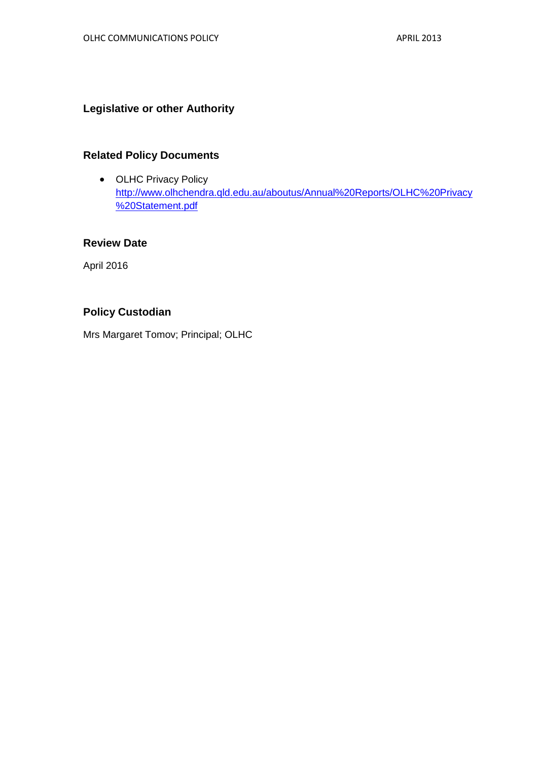### Legislative or other Authority

### Related Policy Documents

- OLHC Privacy Policy
  http://www.olhchendra.qld.edu.au/aboutus/Annual%20Reports/OLHC%20Privacy%20Statement.pdf

### Review Date

April 2016

### Policy Custodian

Mrs Margaret Tomov; Principal; OLHC